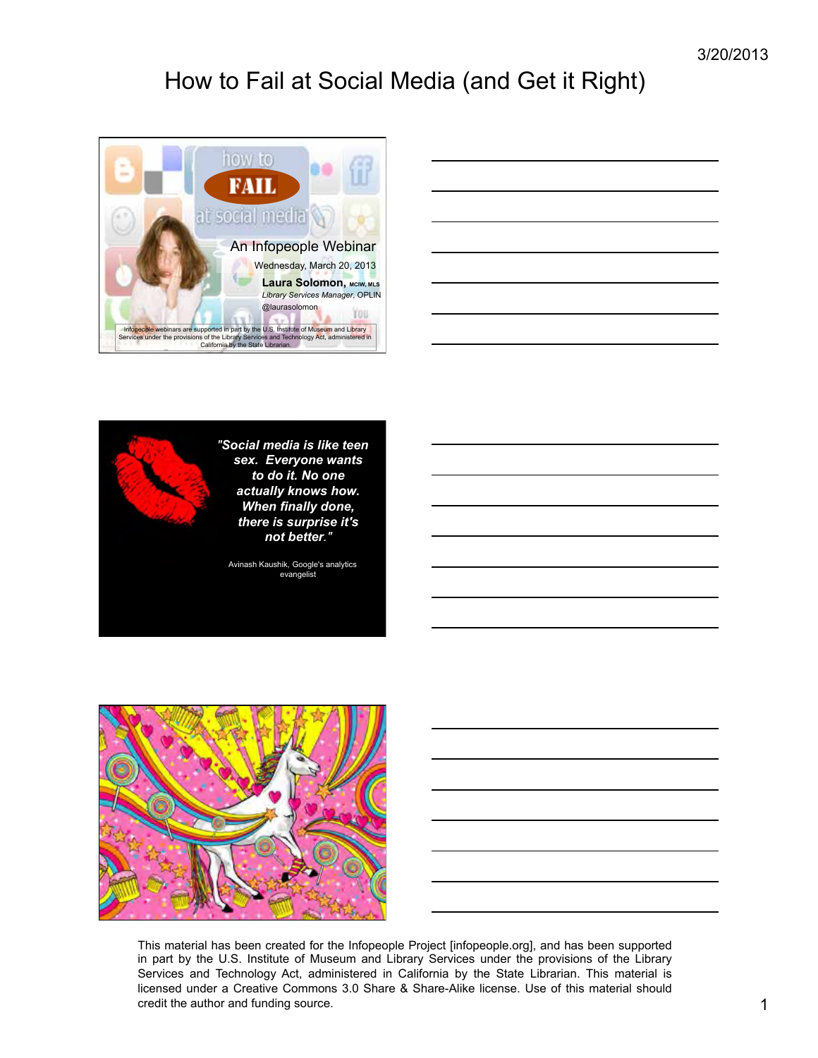# How to Fail at Social Media (and Get it Right)

how to **FAIL** at social media

An Infopeople Webinar

Wednesday, March 20, 2013

**Laura Solomon,** MCIW, MLS

*Library Services Manager*, OPLIN

@laurasolomon

Infopeople webinars are supported in part by the U.S. Institute of Museum and Library Services under the provisions of the Library Services and Technology Act, administered in California by the State Librarian.

***"Social media is like teen sex. Everyone wants to do it. No one actually knows how. When finally done, there is surprise it's not better."***

Avinash Kaushik, Google's analytics evangelist

This material has been created for the Infopeople Project [infopeople.org], and has been supported in part by the U.S. Institute of Museum and Library Services under the provisions of the Library Services and Technology Act, administered in California by the State Librarian. This material is licensed under a Creative Commons 3.0 Share & Share-Alike license. Use of this material should credit the author and funding source.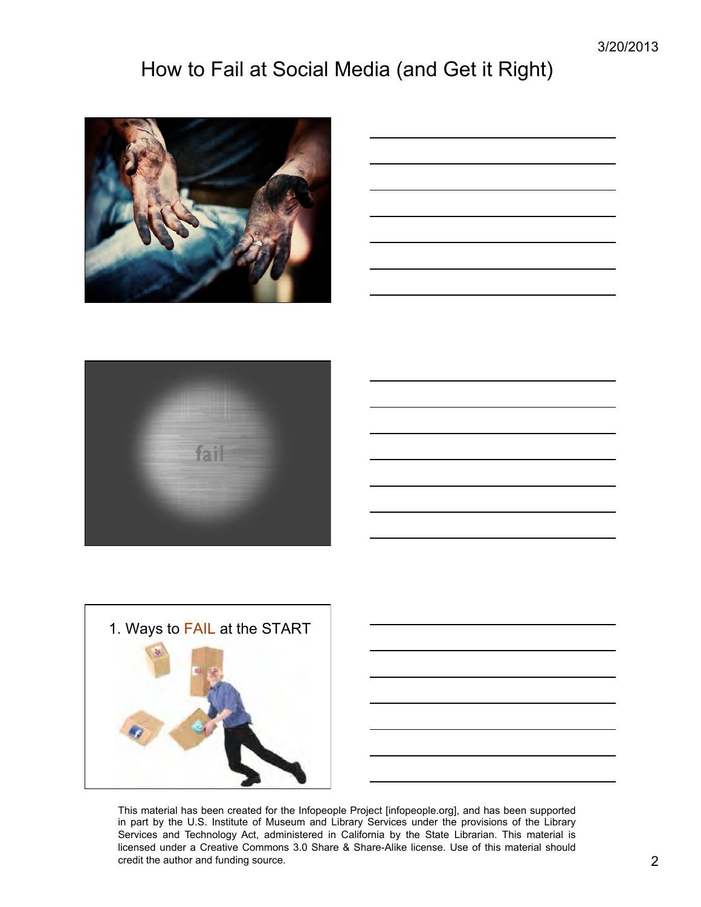# How to Fail at Social Media (and Get it Right)

fail

1. Ways to FAIL at the START

This material has been created for the Infopeople Project [infopeople.org], and has been supported in part by the U.S. Institute of Museum and Library Services under the provisions of the Library Services and Technology Act, administered in California by the State Librarian. This material is licensed under a Creative Commons 3.0 Share & Share-Alike license. Use of this material should credit the author and funding source.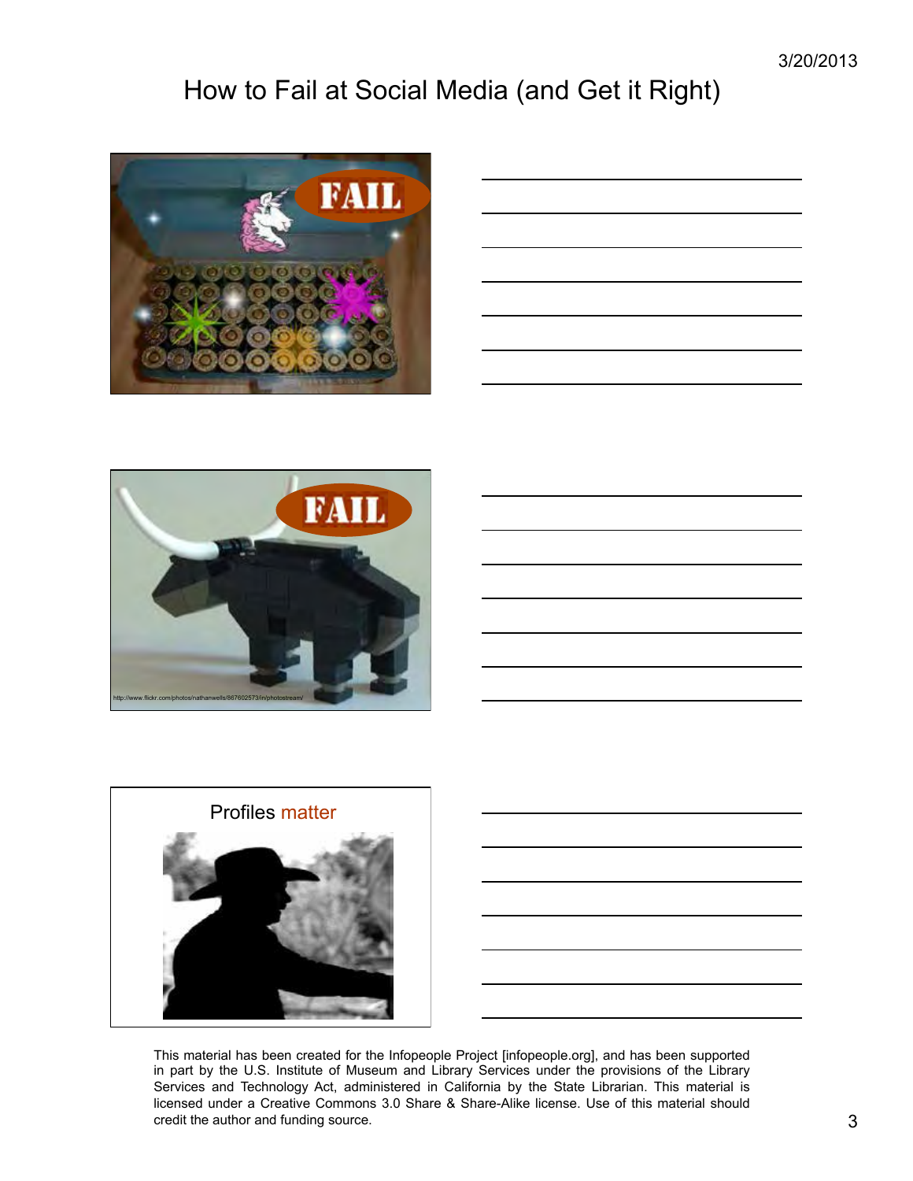# How to Fail at Social Media (and Get it Right)

FAIL

FAIL

http://www.flickr.com/photos/nathanwells/867602573/in/photostream/

Profiles matter

This material has been created for the Infopeople Project [infopeople.org], and has been supported in part by the U.S. Institute of Museum and Library Services under the provisions of the Library Services and Technology Act, administered in California by the State Librarian. This material is licensed under a Creative Commons 3.0 Share & Share-Alike license. Use of this material should credit the author and funding source.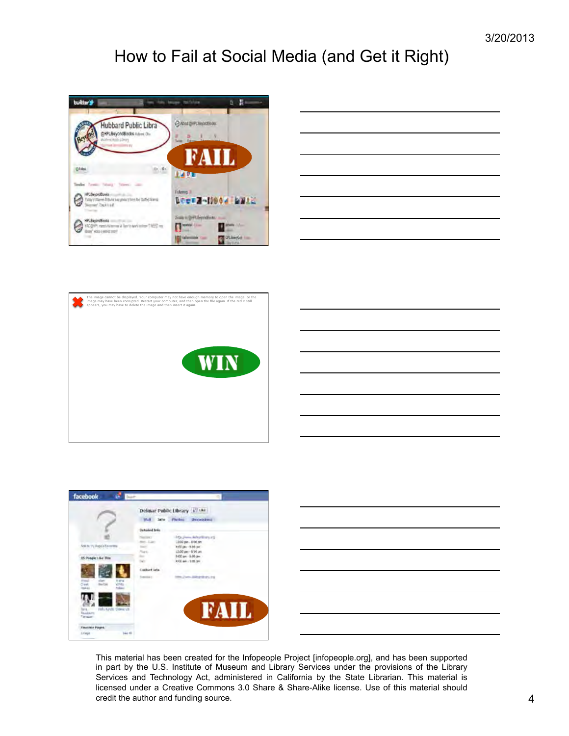# How to Fail at Social Media (and Get it Right)

This material has been created for the Infopeople Project [infopeople.org], and has been supported in part by the U.S. Institute of Museum and Library Services under the provisions of the Library Services and Technology Act, administered in California by the State Librarian. This material is licensed under a Creative Commons 3.0 Share & Share-Alike license. Use of this material should credit the author and funding source.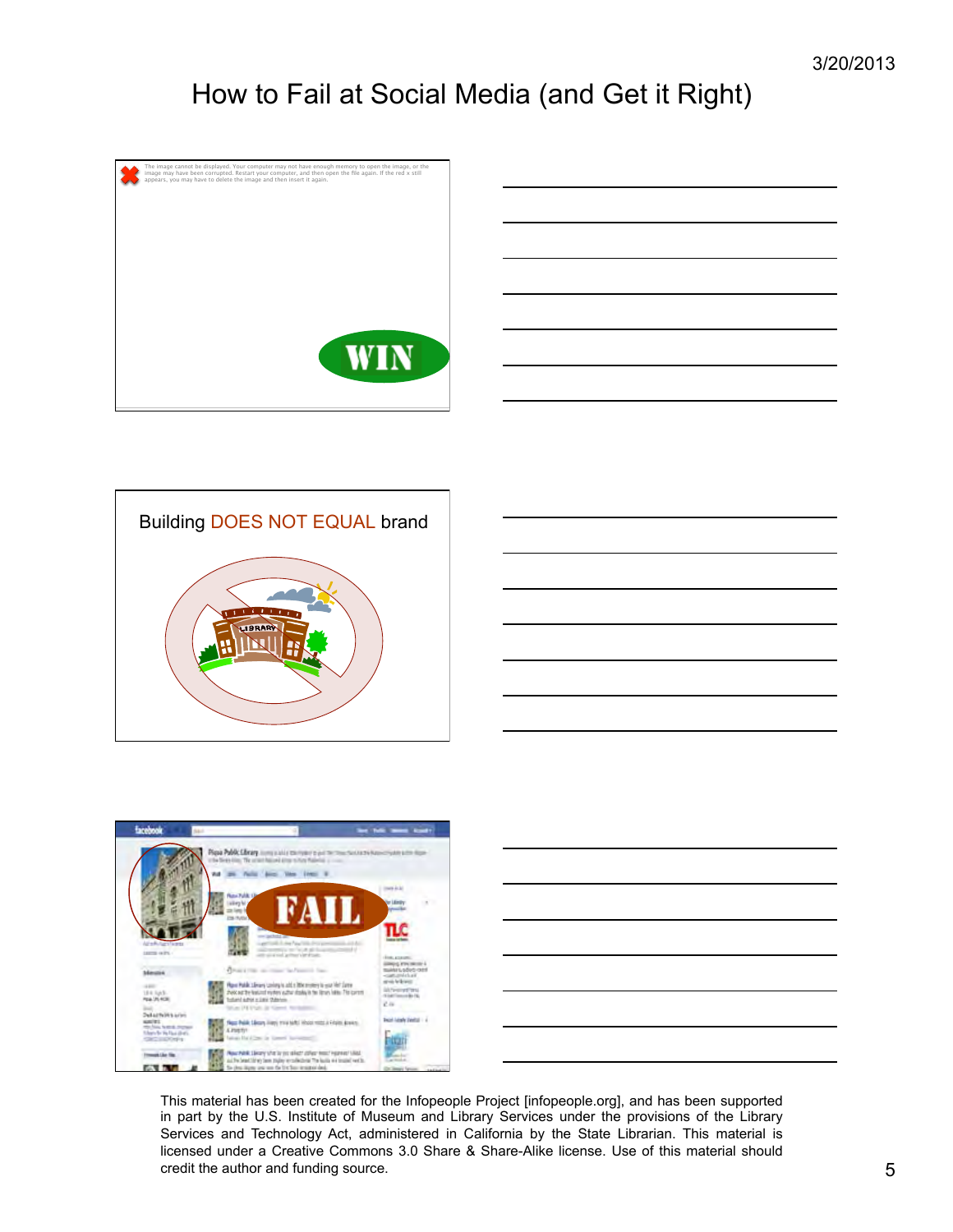# How to Fail at Social Media (and Get it Right)

The image cannot be displayed. Your computer may not have enough memory to open the image, or the image may have been corrupted. Restart your computer, and then open the file again. If the red x still appears, you may have to delete the image and then insert it again.

WIN

Building DOES NOT EQUAL brand

FAIL

This material has been created for the Infopeople Project [infopeople.org], and has been supported in part by the U.S. Institute of Museum and Library Services under the provisions of the Library Services and Technology Act, administered in California by the State Librarian. This material is licensed under a Creative Commons 3.0 Share & Share-Alike license. Use of this material should credit the author and funding source.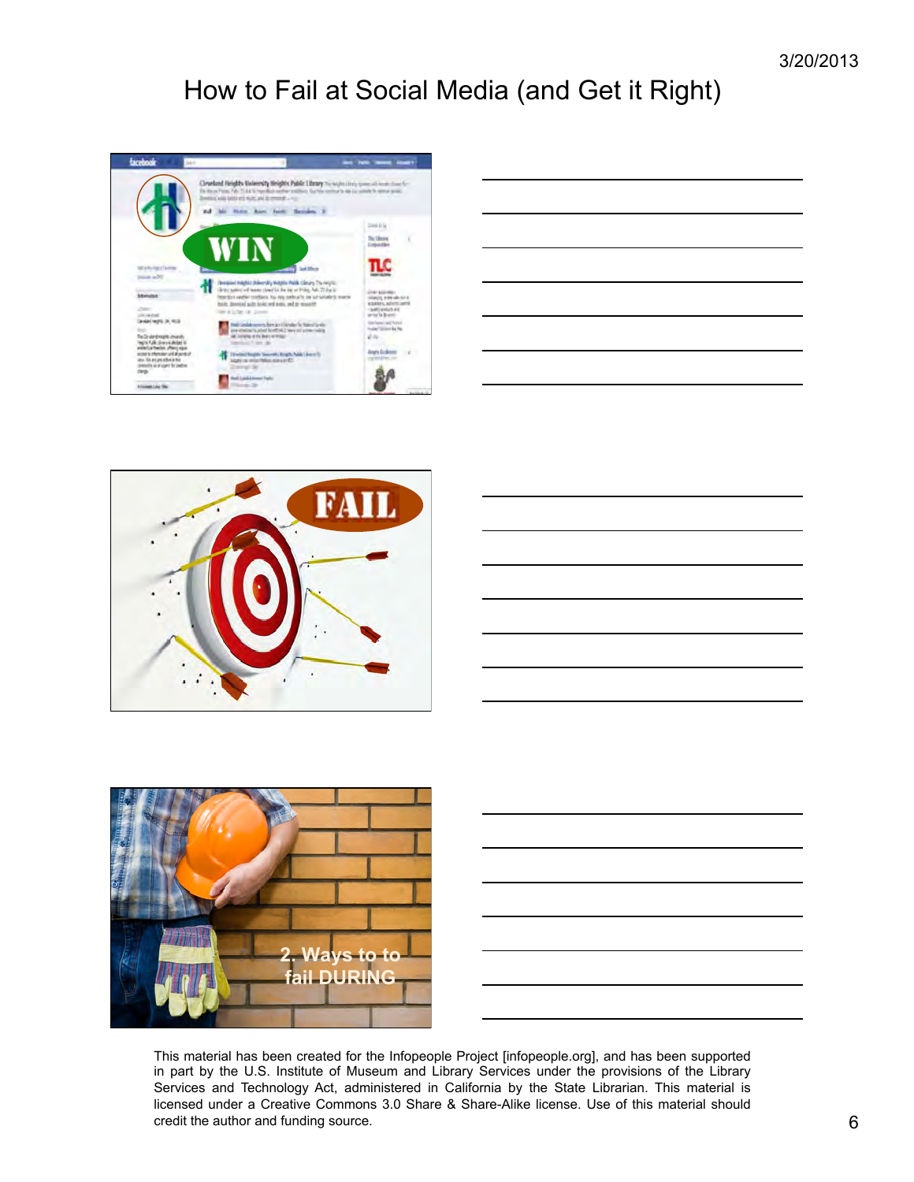# How to Fail at Social Media (and Get it Right)

WIN

FAIL

2. Ways to to fail DURING

This material has been created for the Infopeople Project [infopeople.org], and has been supported in part by the U.S. Institute of Museum and Library Services under the provisions of the Library Services and Technology Act, administered in California by the State Librarian. This material is licensed under a Creative Commons 3.0 Share & Share-Alike license. Use of this material should credit the author and funding source.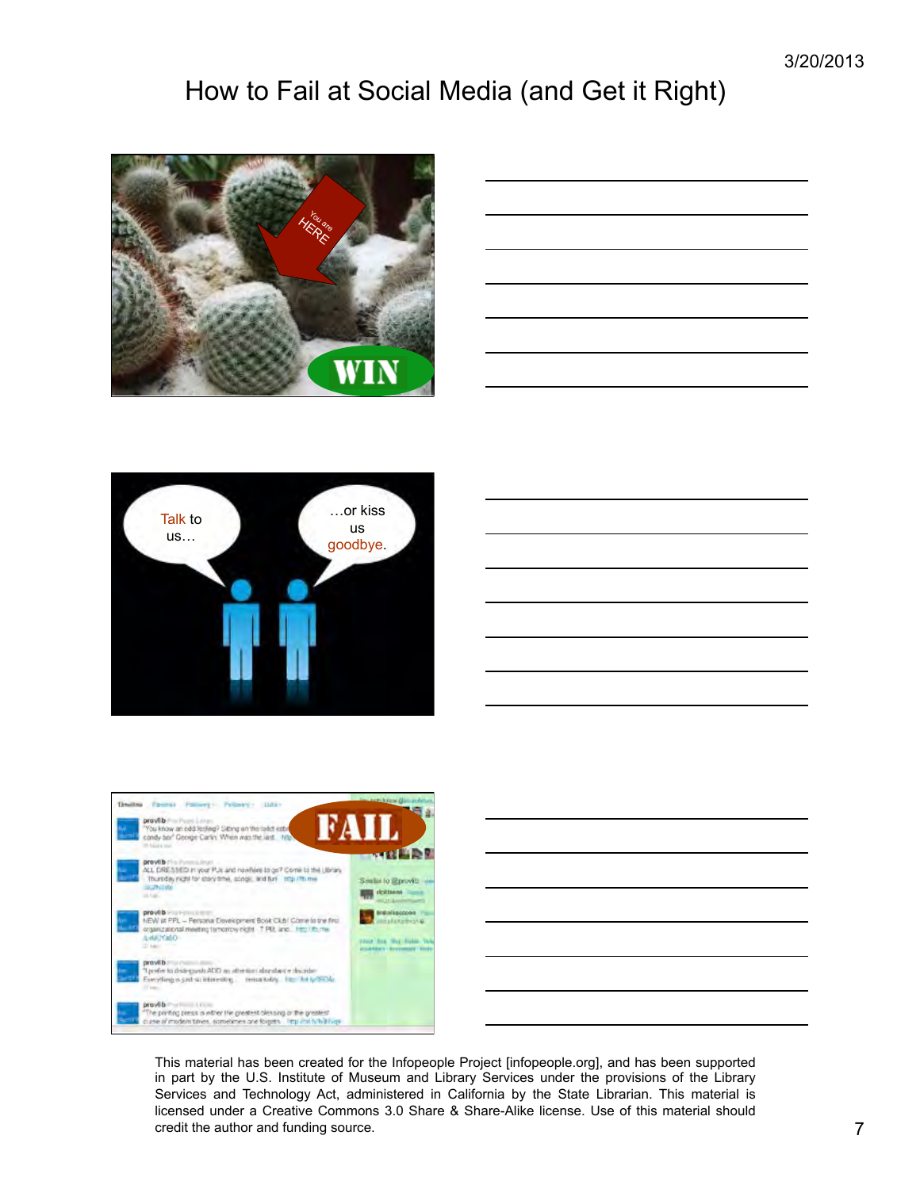# How to Fail at Social Media (and Get it Right)

You are HERE

WIN

Talk to us…

…or kiss us goodbye.

FAIL

This material has been created for the Infopeople Project [infopeople.org], and has been supported in part by the U.S. Institute of Museum and Library Services under the provisions of the Library Services and Technology Act, administered in California by the State Librarian. This material is licensed under a Creative Commons 3.0 Share & Share-Alike license. Use of this material should credit the author and funding source.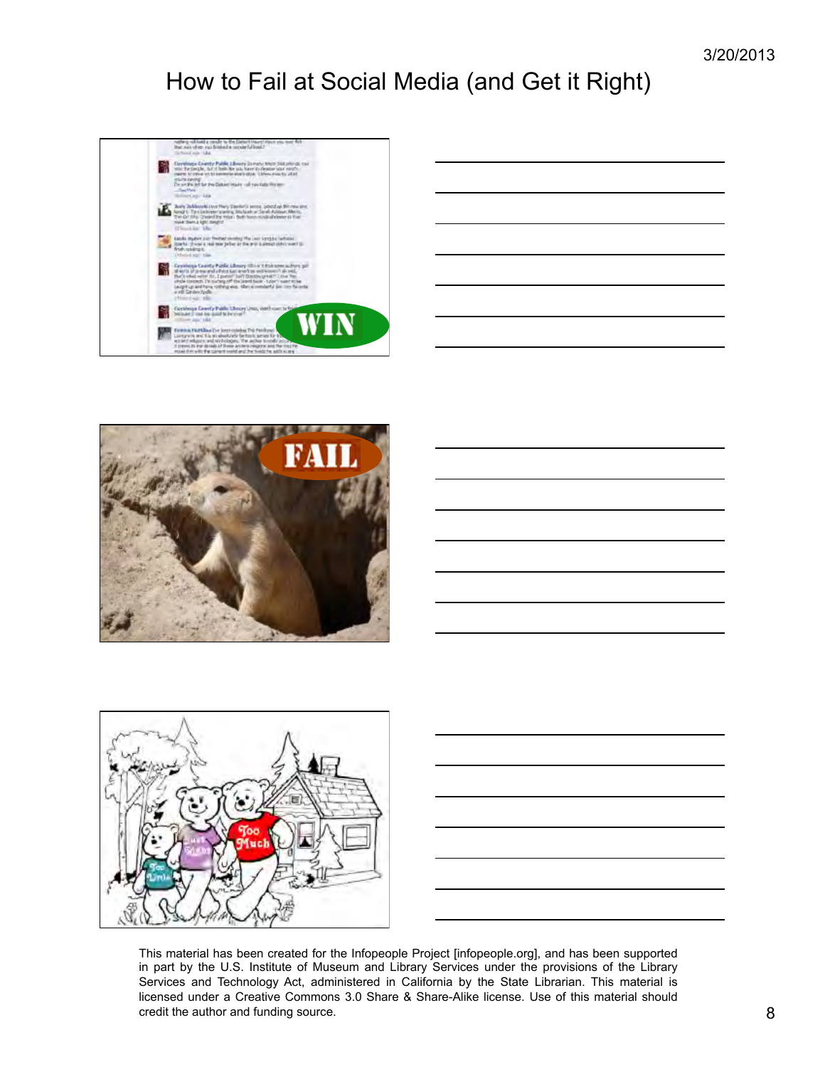# How to Fail at Social Media (and Get it Right)

This material has been created for the Infopeople Project [infopeople.org], and has been supported in part by the U.S. Institute of Museum and Library Services under the provisions of the Library Services and Technology Act, administered in California by the State Librarian. This material is licensed under a Creative Commons 3.0 Share & Share-Alike license. Use of this material should credit the author and funding source.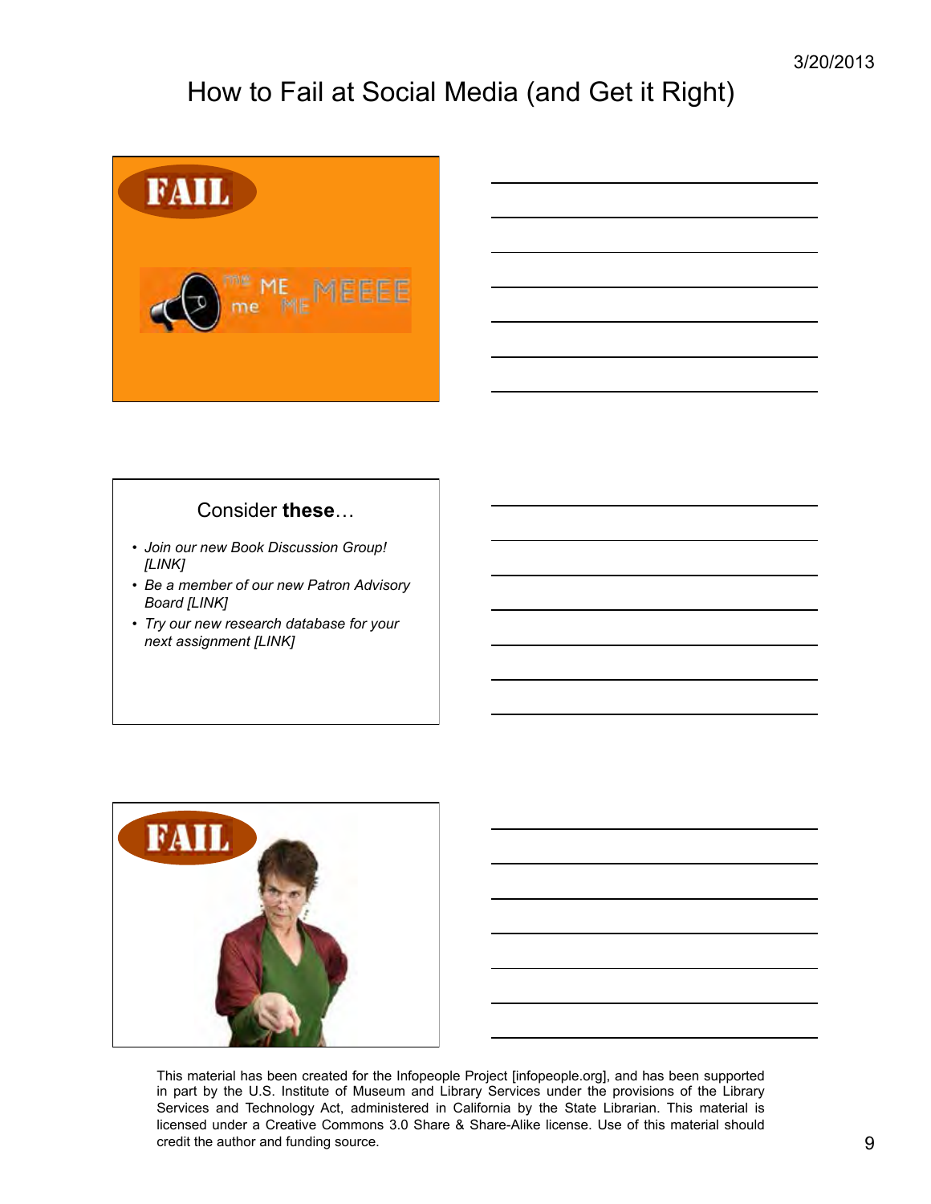# How to Fail at Social Media (and Get it Right)

FAIL

me ME me ME MEEEE

Consider **these**…

- *Join our new Book Discussion Group! [LINK]*
- *Be a member of our new Patron Advisory Board [LINK]*
- *Try our new research database for your next assignment [LINK]*

FAIL

This material has been created for the Infopeople Project [infopeople.org], and has been supported in part by the U.S. Institute of Museum and Library Services under the provisions of the Library Services and Technology Act, administered in California by the State Librarian. This material is licensed under a Creative Commons 3.0 Share & Share-Alike license. Use of this material should credit the author and funding source.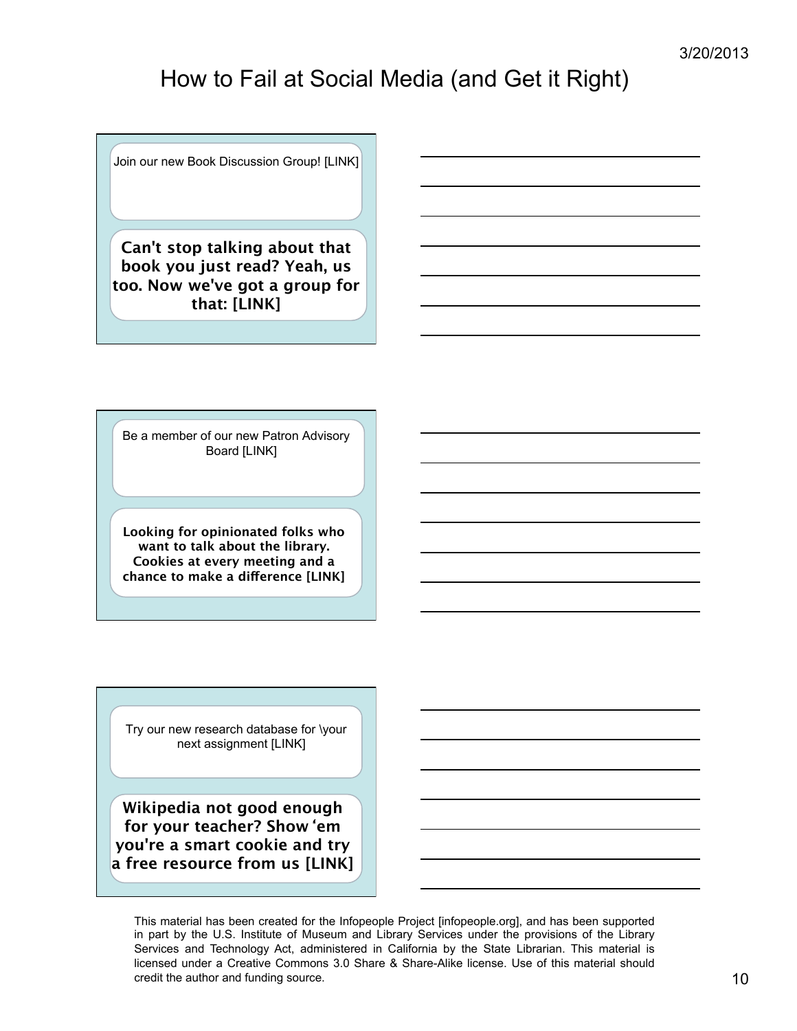# How to Fail at Social Media (and Get it Right)

Join our new Book Discussion Group! [LINK]

**Can't stop talking about that book you just read? Yeah, us too. Now we've got a group for that: [LINK]**

Be a member of our new Patron Advisory Board [LINK]

**Looking for opinionated folks who want to talk about the library. Cookies at every meeting and a chance to make a difference [LINK]**

Try our new research database for \your next assignment [LINK]

**Wikipedia not good enough for your teacher? Show 'em you're a smart cookie and try a free resource from us [LINK]**

This material has been created for the Infopeople Project [infopeople.org], and has been supported in part by the U.S. Institute of Museum and Library Services under the provisions of the Library Services and Technology Act, administered in California by the State Librarian. This material is licensed under a Creative Commons 3.0 Share & Share-Alike license. Use of this material should credit the author and funding source.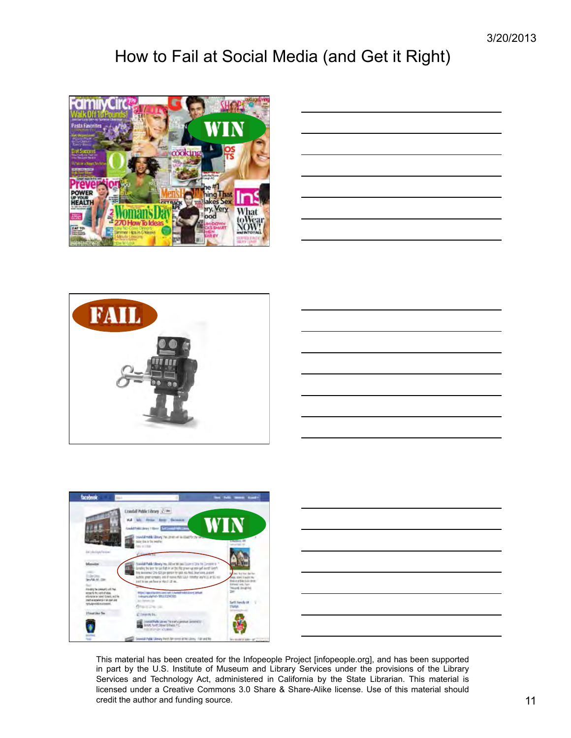# How to Fail at Social Media (and Get it Right)

This material has been created for the Infopeople Project [infopeople.org], and has been supported in part by the U.S. Institute of Museum and Library Services under the provisions of the Library Services and Technology Act, administered in California by the State Librarian. This material is licensed under a Creative Commons 3.0 Share & Share-Alike license. Use of this material should credit the author and funding source.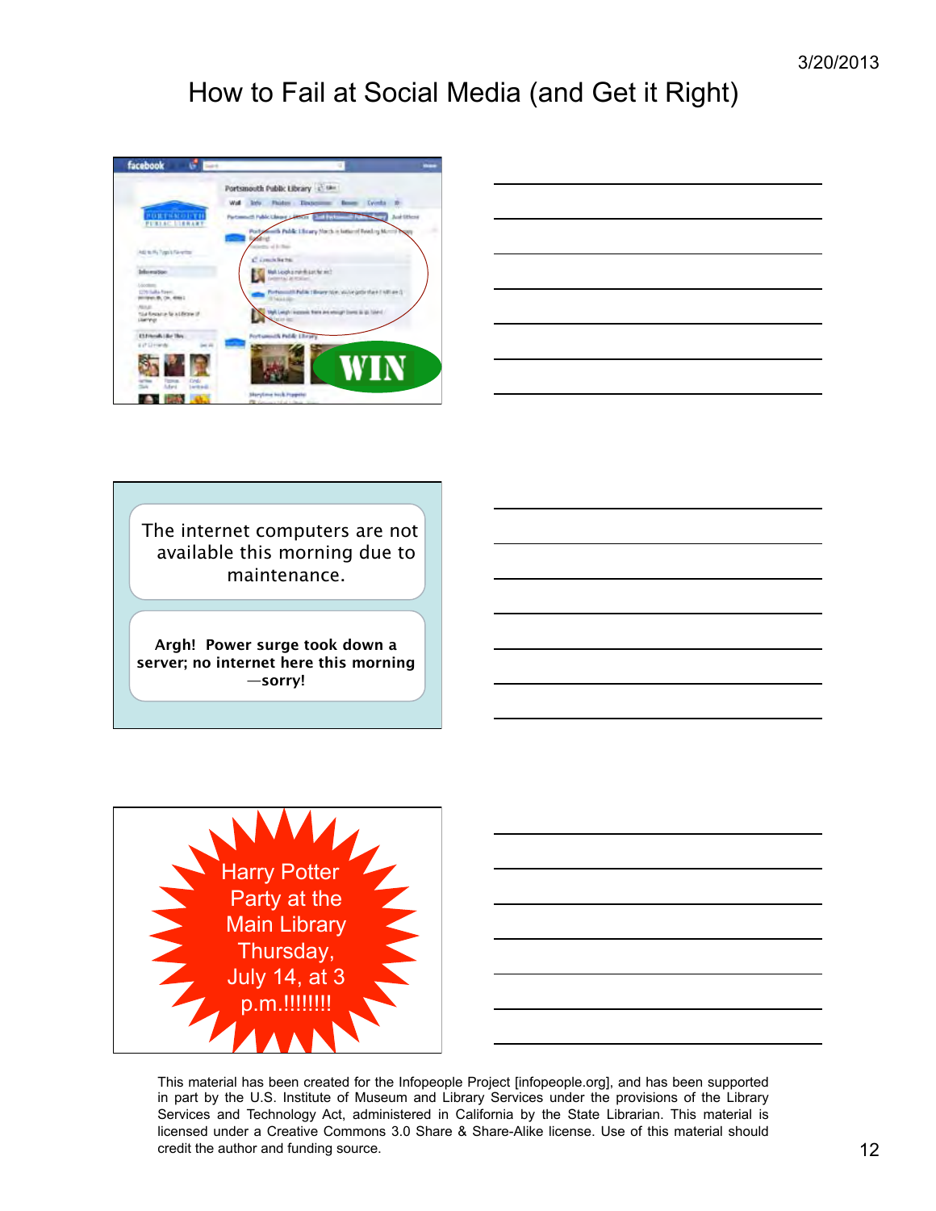# How to Fail at Social Media (and Get it Right)

WIN

The internet computers are not available this morning due to maintenance.

**Argh! Power surge took down a server; no internet here this morning —sorry!**

Harry Potter Party at the Main Library Thursday, July 14, at 3 p.m.!!!!!!!!

This material has been created for the Infopeople Project [infopeople.org], and has been supported in part by the U.S. Institute of Museum and Library Services under the provisions of the Library Services and Technology Act, administered in California by the State Librarian. This material is licensed under a Creative Commons 3.0 Share & Share-Alike license. Use of this material should credit the author and funding source.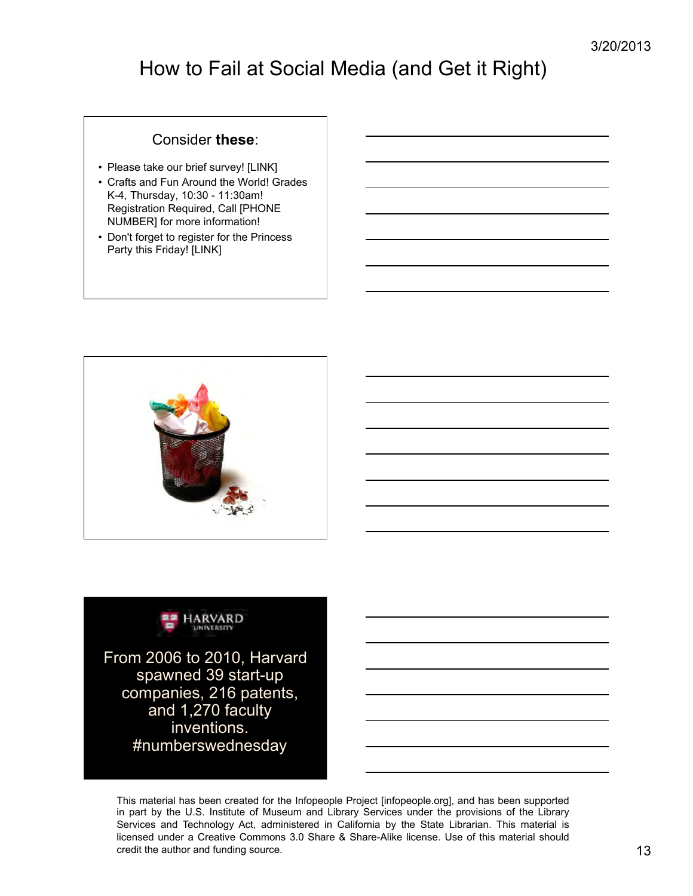# How to Fail at Social Media (and Get it Right)

Consider **these**:

- Please take our brief survey! [LINK]
- Crafts and Fun Around the World! Grades K-4, Thursday, 10:30 - 11:30am! Registration Required, Call [PHONE NUMBER] for more information!
- Don't forget to register for the Princess Party this Friday! [LINK]

HARVARD UNIVERSITY

From 2006 to 2010, Harvard spawned 39 start-up companies, 216 patents, and 1,270 faculty inventions. #numberswednesday

This material has been created for the Infopeople Project [infopeople.org], and has been supported in part by the U.S. Institute of Museum and Library Services under the provisions of the Library Services and Technology Act, administered in California by the State Librarian. This material is licensed under a Creative Commons 3.0 Share & Share-Alike license. Use of this material should credit the author and funding source.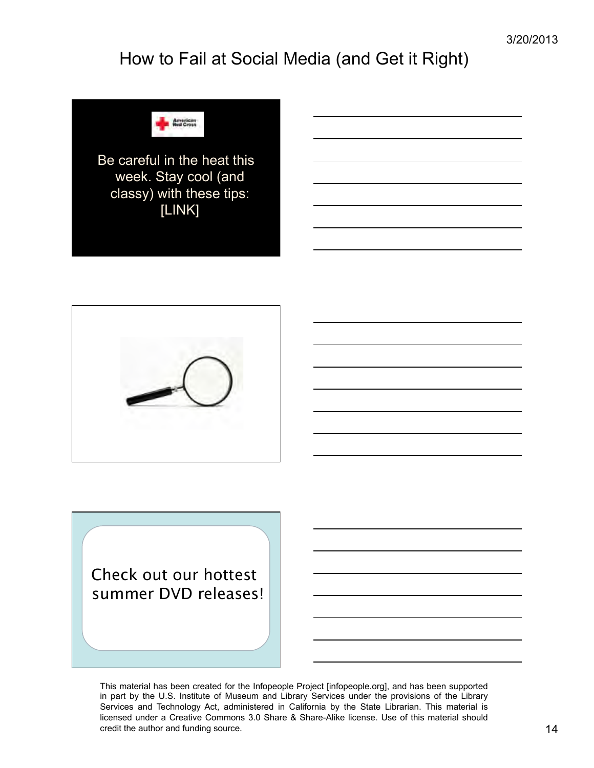# How to Fail at Social Media (and Get it Right)

Be careful in the heat this week. Stay cool (and classy) with these tips: [LINK]

Check out our hottest summer DVD releases!

This material has been created for the Infopeople Project [infopeople.org], and has been supported in part by the U.S. Institute of Museum and Library Services under the provisions of the Library Services and Technology Act, administered in California by the State Librarian. This material is licensed under a Creative Commons 3.0 Share & Share-Alike license. Use of this material should credit the author and funding source.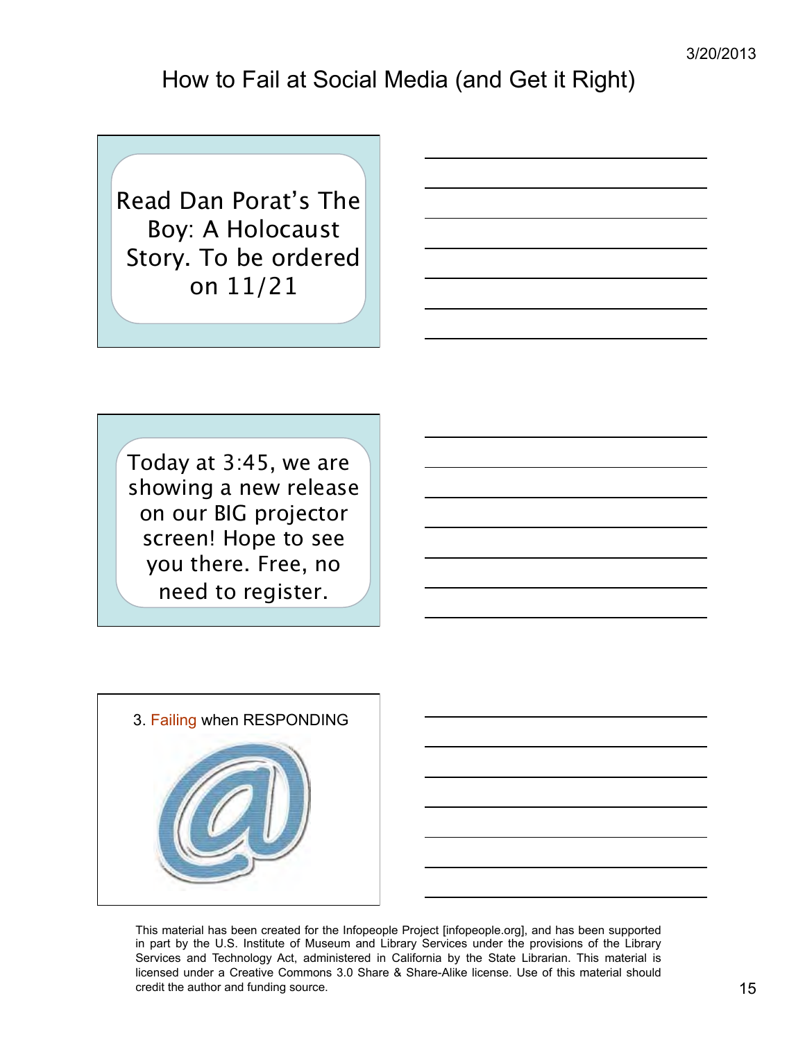Read Dan Porat's The Boy: A Holocaust Story. To be ordered on 11/21

Today at 3:45, we are showing a new release on our BIG projector screen! Hope to see you there. Free, no need to register.

3. Failing when RESPONDING

This material has been created for the Infopeople Project [infopeople.org], and has been supported in part by the U.S. Institute of Museum and Library Services under the provisions of the Library Services and Technology Act, administered in California by the State Librarian. This material is licensed under a Creative Commons 3.0 Share & Share-Alike license. Use of this material should credit the author and funding source.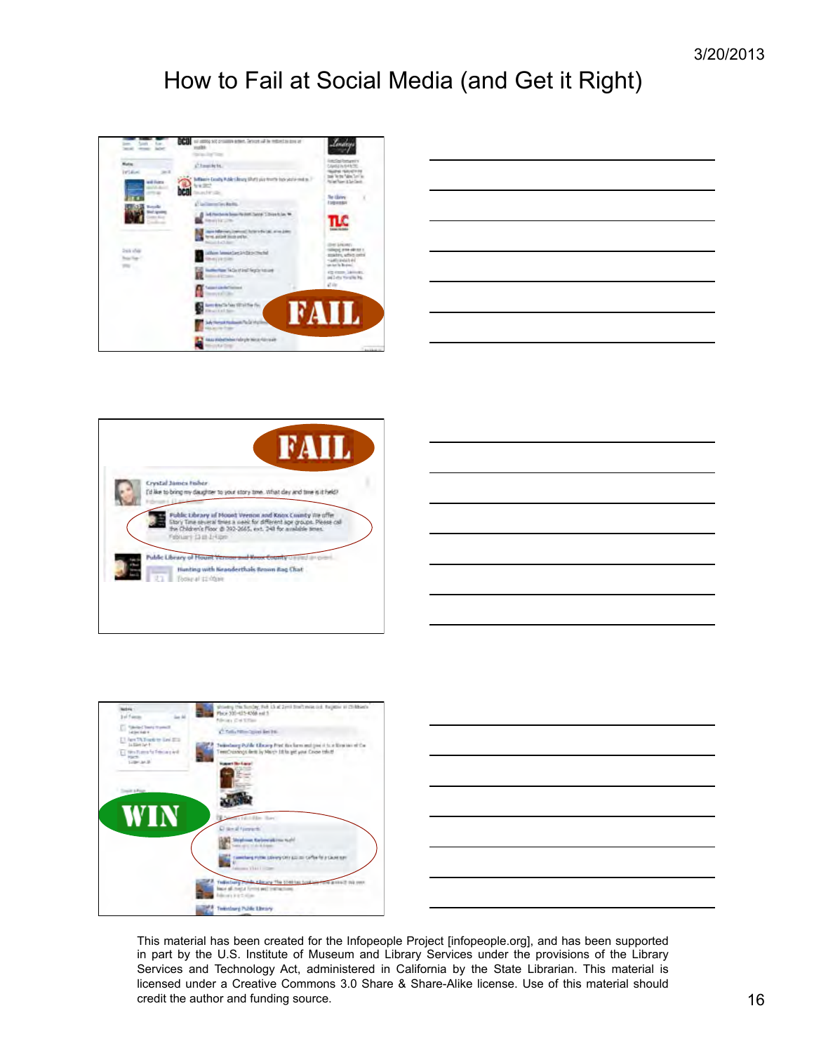# How to Fail at Social Media (and Get it Right)

This material has been created for the Infopeople Project [infopeople.org], and has been supported in part by the U.S. Institute of Museum and Library Services under the provisions of the Library Services and Technology Act, administered in California by the State Librarian. This material is licensed under a Creative Commons 3.0 Share & Share-Alike license. Use of this material should credit the author and funding source.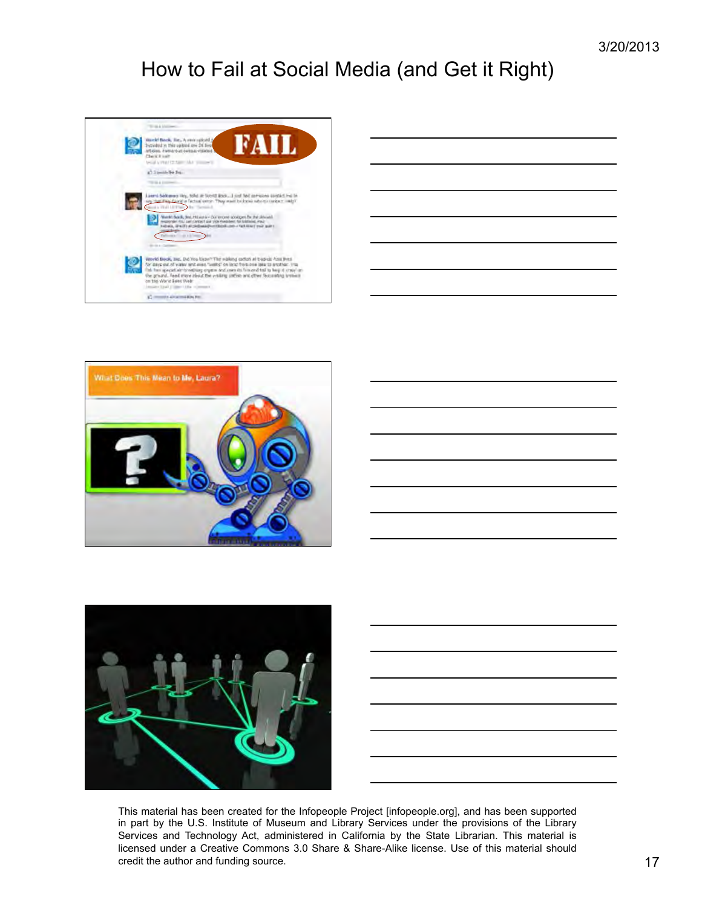# How to Fail at Social Media (and Get it Right)

This material has been created for the Infopeople Project [infopeople.org], and has been supported in part by the U.S. Institute of Museum and Library Services under the provisions of the Library Services and Technology Act, administered in California by the State Librarian. This material is licensed under a Creative Commons 3.0 Share & Share-Alike license. Use of this material should credit the author and funding source.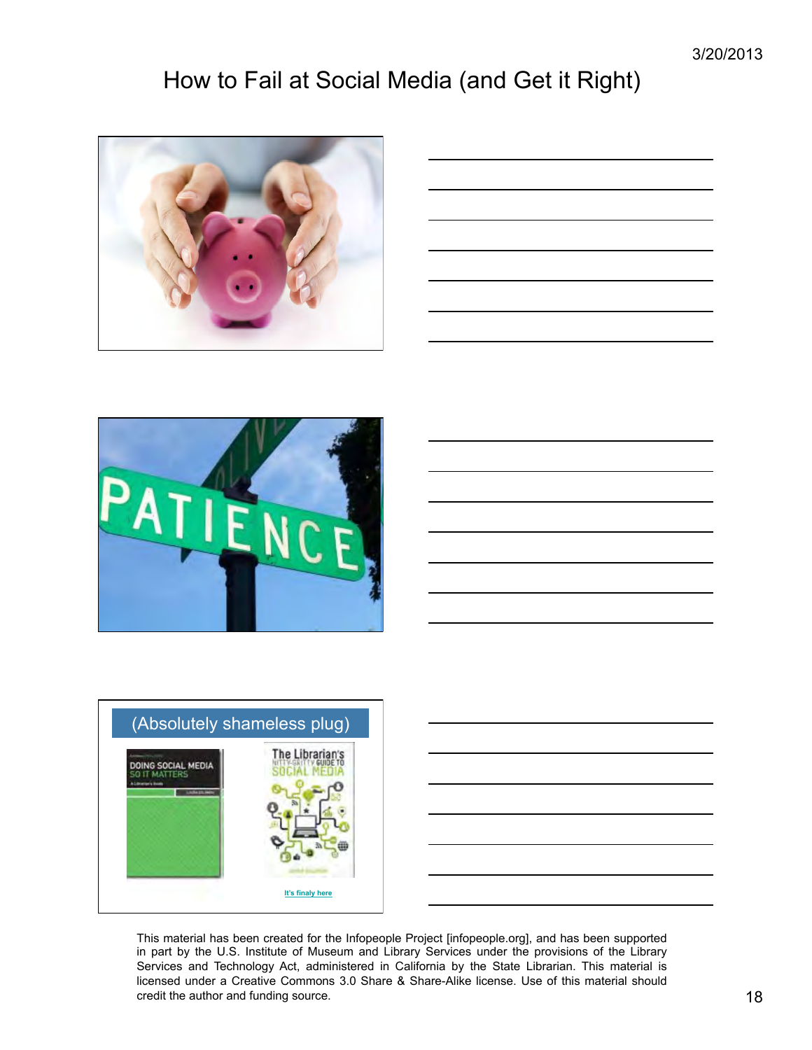# How to Fail at Social Media (and Get it Right)

PATIENCE

(Absolutely shameless plug)

It's finaly here

This material has been created for the Infopeople Project [infopeople.org], and has been supported in part by the U.S. Institute of Museum and Library Services under the provisions of the Library Services and Technology Act, administered in California by the State Librarian. This material is licensed under a Creative Commons 3.0 Share & Share-Alike license. Use of this material should credit the author and funding source.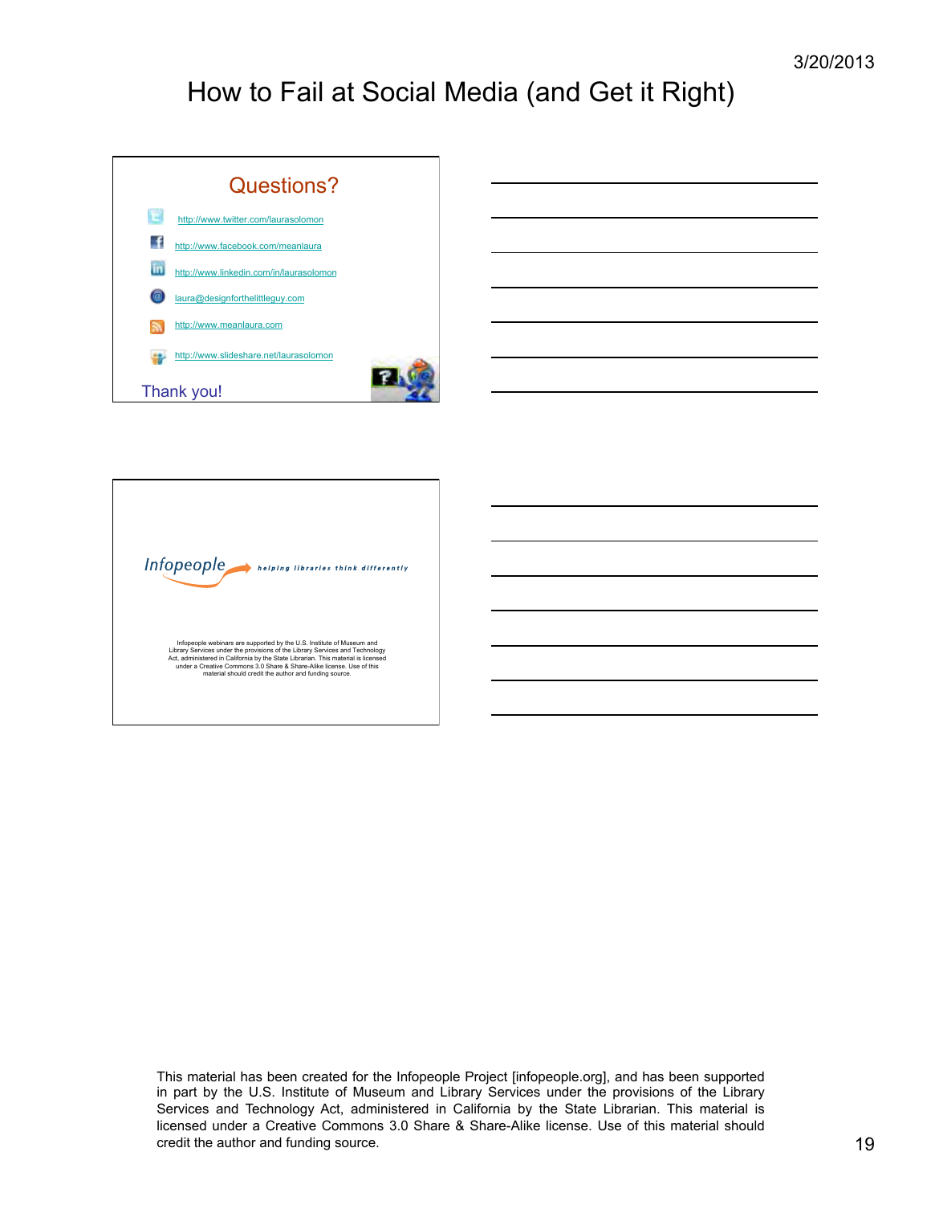## Questions?

http://www.twitter.com/laurasolomon

http://www.facebook.com/meanlaura

http://www.linkedin.com/in/laurasolomon

laura@designforthelittleguy.com

http://www.meanlaura.com

http://www.slideshare.net/laurasolomon

Thank you!

Infopeople *helping libraries think differently*

Infopeople webinars are supported by the U.S. Institute of Museum and Library Services under the provisions of the Library Services and Technology Act, administered in California by the State Librarian. This material is licensed under a Creative Commons 3.0 Share & Share-Alike license. Use of this material should credit the author and funding source.

This material has been created for the Infopeople Project [infopeople.org], and has been supported in part by the U.S. Institute of Museum and Library Services under the provisions of the Library Services and Technology Act, administered in California by the State Librarian. This material is licensed under a Creative Commons 3.0 Share & Share-Alike license. Use of this material should credit the author and funding source.